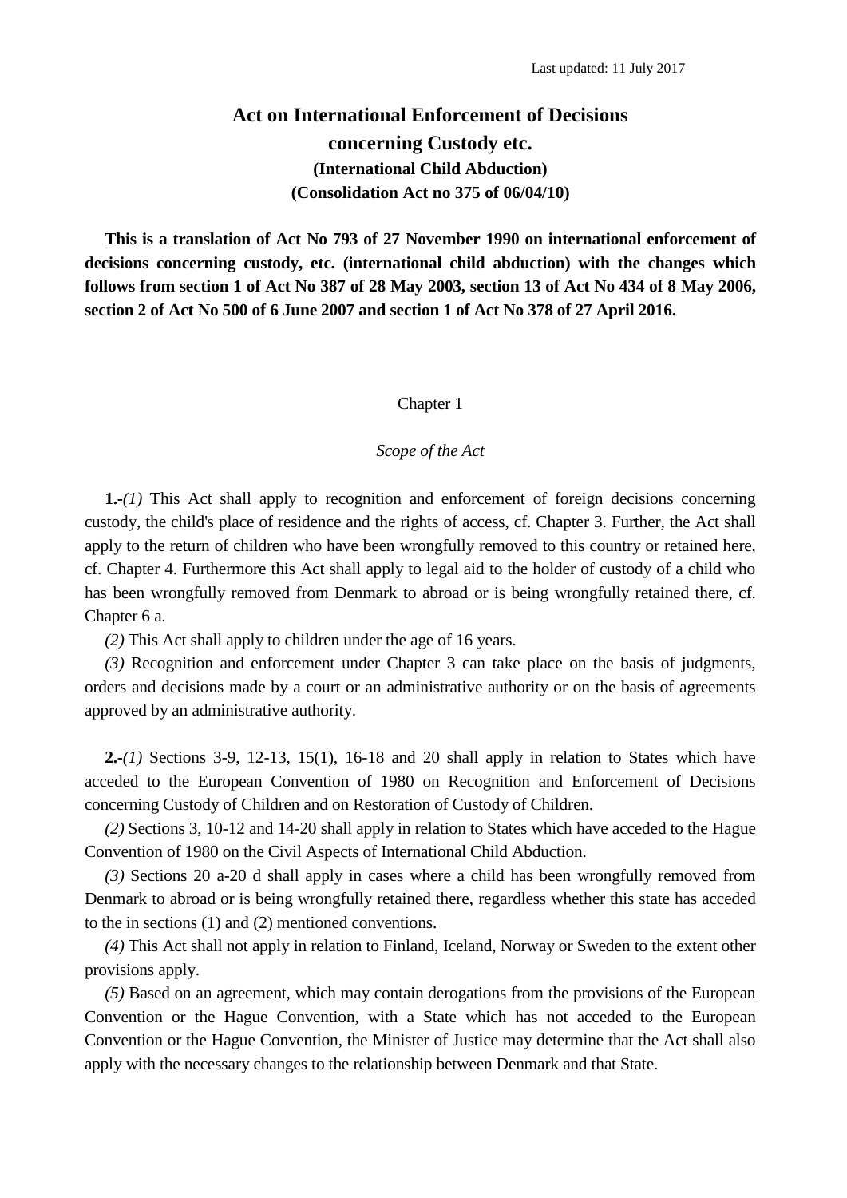Last updated: 11 July 2017

# Act on International Enforcement of Decisions concerning Custody etc.

### (International Child Abduction)

### (Consolidation Act no 375 of 06/04/10)

**This is a translation of Act No 793 of 27 November 1990 on international enforcement of decisions concerning custody, etc. (international child abduction) with the changes which follows from section 1 of Act No 387 of 28 May 2003, section 13 of Act No 434 of 8 May 2006, section 2 of Act No 500 of 6 June 2007 and section 1 of Act No 378 of 27 April 2016.**

## Chapter 1

### *Scope of the Act*

**1.**-*(1)* This Act shall apply to recognition and enforcement of foreign decisions concerning custody, the child's place of residence and the rights of access, cf. Chapter 3. Further, the Act shall apply to the return of children who have been wrongfully removed to this country or retained here, cf. Chapter 4. Furthermore this Act shall apply to legal aid to the holder of custody of a child who has been wrongfully removed from Denmark to abroad or is being wrongfully retained there, cf. Chapter 6 a.

*(2)* This Act shall apply to children under the age of 16 years.

*(3)* Recognition and enforcement under Chapter 3 can take place on the basis of judgments, orders and decisions made by a court or an administrative authority or on the basis of agreements approved by an administrative authority.

**2.**-*(1)* Sections 3-9, 12-13, 15(1), 16-18 and 20 shall apply in relation to States which have acceded to the European Convention of 1980 on Recognition and Enforcement of Decisions concerning Custody of Children and on Restoration of Custody of Children.

*(2)* Sections 3, 10-12 and 14-20 shall apply in relation to States which have acceded to the Hague Convention of 1980 on the Civil Aspects of International Child Abduction.

*(3)* Sections 20 a-20 d shall apply in cases where a child has been wrongfully removed from Denmark to abroad or is being wrongfully retained there, regardless whether this state has acceded to the in sections (1) and (2) mentioned conventions.

*(4)* This Act shall not apply in relation to Finland, Iceland, Norway or Sweden to the extent other provisions apply.

*(5)* Based on an agreement, which may contain derogations from the provisions of the European Convention or the Hague Convention, with a State which has not acceded to the European Convention or the Hague Convention, the Minister of Justice may determine that the Act shall also apply with the necessary changes to the relationship between Denmark and that State.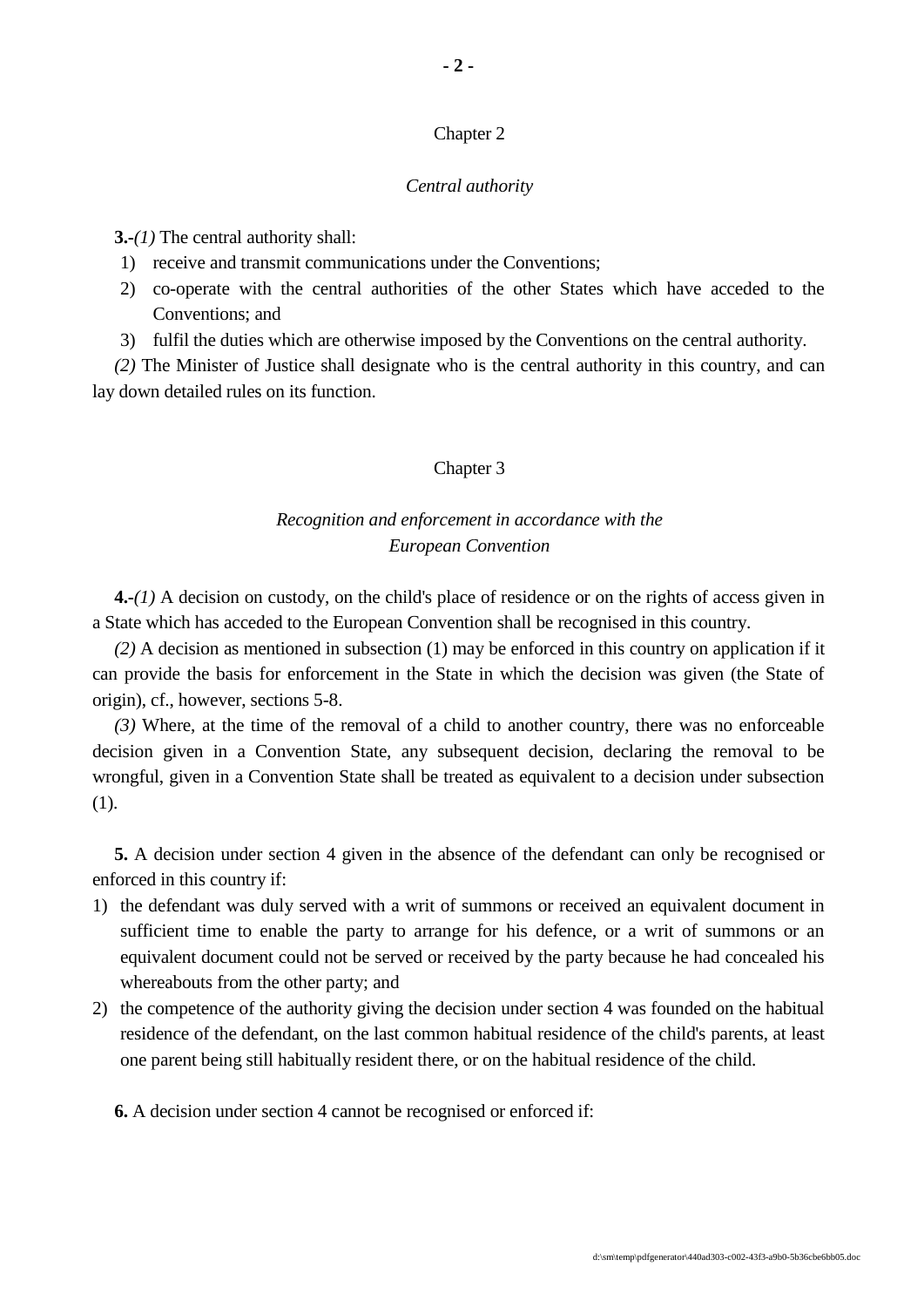## Chapter 2

### *Central authority*

**3.**-*(1)* The central authority shall:

1) receive and transmit communications under the Conventions;
2) co-operate with the central authorities of the other States which have acceded to the Conventions; and
3) fulfil the duties which are otherwise imposed by the Conventions on the central authority.

*(2)* The Minister of Justice shall designate who is the central authority in this country, and can lay down detailed rules on its function.

## Chapter 3

### *Recognition and enforcement in accordance with the European Convention*

**4.**-*(1)* A decision on custody, on the child's place of residence or on the rights of access given in a State which has acceded to the European Convention shall be recognised in this country.

*(2)* A decision as mentioned in subsection (1) may be enforced in this country on application if it can provide the basis for enforcement in the State in which the decision was given (the State of origin), cf., however, sections 5-8.

*(3)* Where, at the time of the removal of a child to another country, there was no enforceable decision given in a Convention State, any subsequent decision, declaring the removal to be wrongful, given in a Convention State shall be treated as equivalent to a decision under subsection (1).

**5.** A decision under section 4 given in the absence of the defendant can only be recognised or enforced in this country if:

1) the defendant was duly served with a writ of summons or received an equivalent document in sufficient time to enable the party to arrange for his defence, or a writ of summons or an equivalent document could not be served or received by the party because he had concealed his whereabouts from the other party; and
2) the competence of the authority giving the decision under section 4 was founded on the habitual residence of the defendant, on the last common habitual residence of the child's parents, at least one parent being still habitually resident there, or on the habitual residence of the child.

**6.** A decision under section 4 cannot be recognised or enforced if: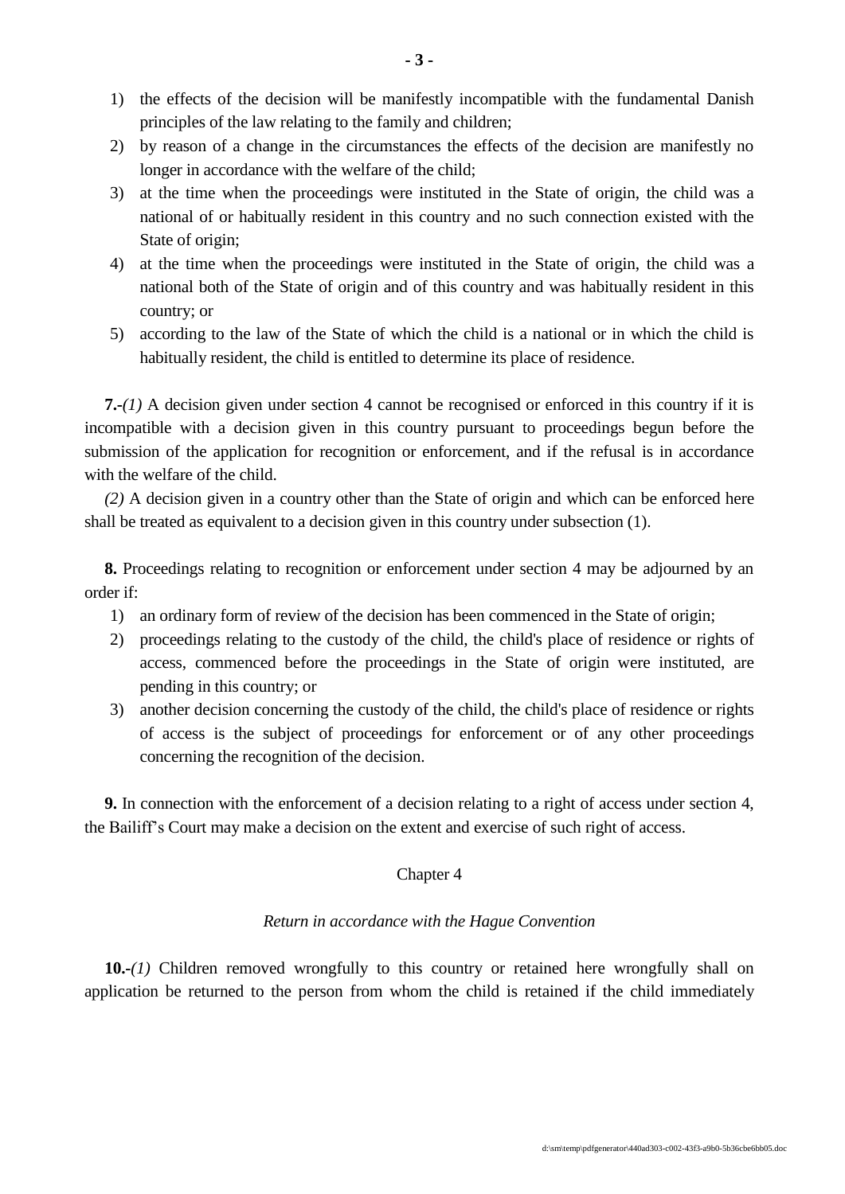1) the effects of the decision will be manifestly incompatible with the fundamental Danish principles of the law relating to the family and children;
2) by reason of a change in the circumstances the effects of the decision are manifestly no longer in accordance with the welfare of the child;
3) at the time when the proceedings were instituted in the State of origin, the child was a national of or habitually resident in this country and no such connection existed with the State of origin;
4) at the time when the proceedings were instituted in the State of origin, the child was a national both of the State of origin and of this country and was habitually resident in this country; or
5) according to the law of the State of which the child is a national or in which the child is habitually resident, the child is entitled to determine its place of residence.

**7.**-*(1)* A decision given under section 4 cannot be recognised or enforced in this country if it is incompatible with a decision given in this country pursuant to proceedings begun before the submission of the application for recognition or enforcement, and if the refusal is in accordance with the welfare of the child.

*(2)* A decision given in a country other than the State of origin and which can be enforced here shall be treated as equivalent to a decision given in this country under subsection (1).

**8.** Proceedings relating to recognition or enforcement under section 4 may be adjourned by an order if:

1) an ordinary form of review of the decision has been commenced in the State of origin;
2) proceedings relating to the custody of the child, the child's place of residence or rights of access, commenced before the proceedings in the State of origin were instituted, are pending in this country; or
3) another decision concerning the custody of the child, the child's place of residence or rights of access is the subject of proceedings for enforcement or of any other proceedings concerning the recognition of the decision.

**9.** In connection with the enforcement of a decision relating to a right of access under section 4, the Bailiff's Court may make a decision on the extent and exercise of such right of access.

## Chapter 4

### *Return in accordance with the Hague Convention*

**10.**-*(1)* Children removed wrongfully to this country or retained here wrongfully shall on application be returned to the person from whom the child is retained if the child immediately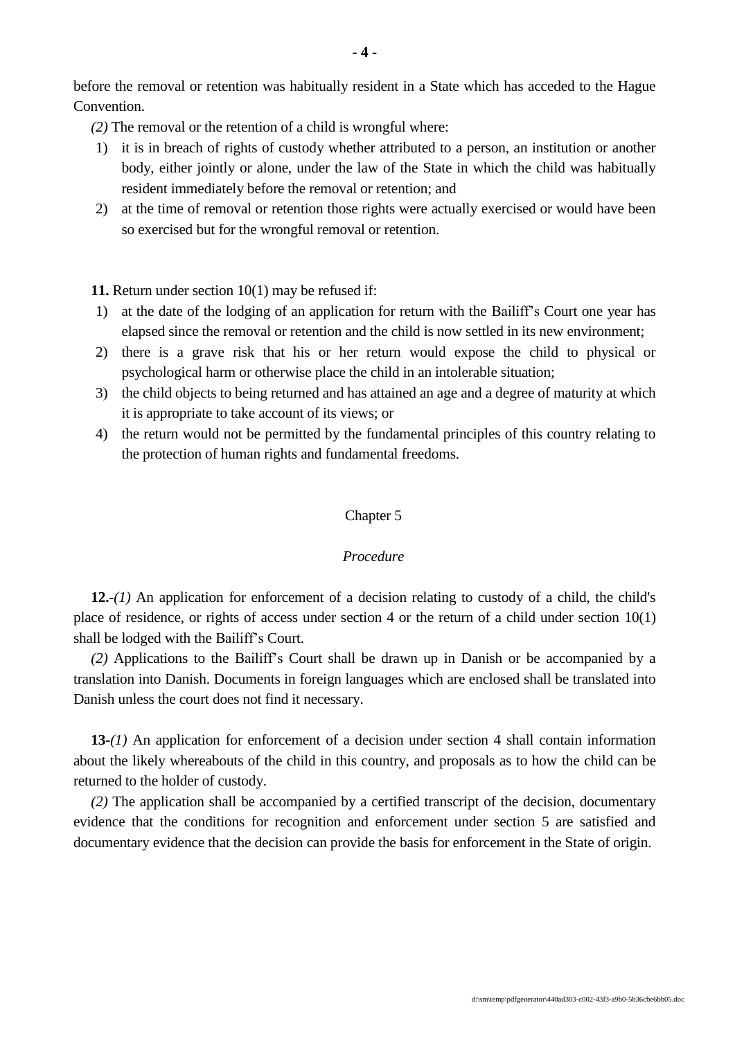before the removal or retention was habitually resident in a State which has acceded to the Hague Convention.

*(2)* The removal or the retention of a child is wrongful where:

1) it is in breach of rights of custody whether attributed to a person, an institution or another body, either jointly or alone, under the law of the State in which the child was habitually resident immediately before the removal or retention; and
2) at the time of removal or retention those rights were actually exercised or would have been so exercised but for the wrongful removal or retention.

**11.** Return under section 10(1) may be refused if:

1) at the date of the lodging of an application for return with the Bailiff's Court one year has elapsed since the removal or retention and the child is now settled in its new environment;
2) there is a grave risk that his or her return would expose the child to physical or psychological harm or otherwise place the child in an intolerable situation;
3) the child objects to being returned and has attained an age and a degree of maturity at which it is appropriate to take account of its views; or
4) the return would not be permitted by the fundamental principles of this country relating to the protection of human rights and fundamental freedoms.

## Chapter 5

### *Procedure*

**12.**-*(1)* An application for enforcement of a decision relating to custody of a child, the child's place of residence, or rights of access under section 4 or the return of a child under section 10(1) shall be lodged with the Bailiff's Court.

*(2)* Applications to the Bailiff's Court shall be drawn up in Danish or be accompanied by a translation into Danish. Documents in foreign languages which are enclosed shall be translated into Danish unless the court does not find it necessary.

**13**-*(1)* An application for enforcement of a decision under section 4 shall contain information about the likely whereabouts of the child in this country, and proposals as to how the child can be returned to the holder of custody.

*(2)* The application shall be accompanied by a certified transcript of the decision, documentary evidence that the conditions for recognition and enforcement under section 5 are satisfied and documentary evidence that the decision can provide the basis for enforcement in the State of origin.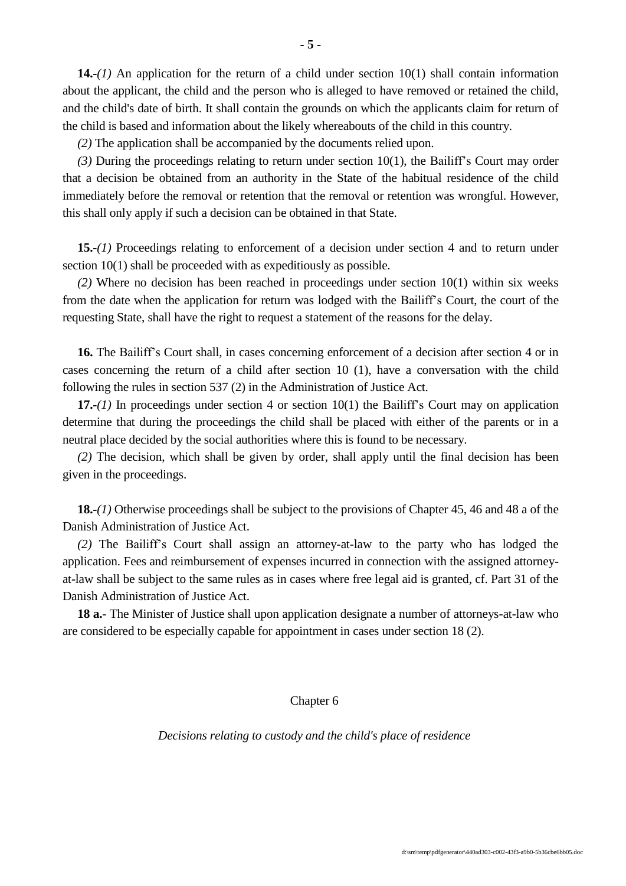**14.-***(1)* An application for the return of a child under section 10(1) shall contain information about the applicant, the child and the person who is alleged to have removed or retained the child, and the child's date of birth. It shall contain the grounds on which the applicants claim for return of the child is based and information about the likely whereabouts of the child in this country.

*(2)* The application shall be accompanied by the documents relied upon.

*(3)* During the proceedings relating to return under section 10(1), the Bailiff's Court may order that a decision be obtained from an authority in the State of the habitual residence of the child immediately before the removal or retention that the removal or retention was wrongful. However, this shall only apply if such a decision can be obtained in that State.

**15.-***(1)* Proceedings relating to enforcement of a decision under section 4 and to return under section 10(1) shall be proceeded with as expeditiously as possible.

*(2)* Where no decision has been reached in proceedings under section 10(1) within six weeks from the date when the application for return was lodged with the Bailiff's Court, the court of the requesting State, shall have the right to request a statement of the reasons for the delay.

**16.** The Bailiff's Court shall, in cases concerning enforcement of a decision after section 4 or in cases concerning the return of a child after section 10 (1), have a conversation with the child following the rules in section 537 (2) in the Administration of Justice Act.

**17.-***(1)* In proceedings under section 4 or section 10(1) the Bailiff's Court may on application determine that during the proceedings the child shall be placed with either of the parents or in a neutral place decided by the social authorities where this is found to be necessary.

*(2)* The decision, which shall be given by order, shall apply until the final decision has been given in the proceedings.

**18.-***(1)* Otherwise proceedings shall be subject to the provisions of Chapter 45, 46 and 48 a of the Danish Administration of Justice Act.

*(2)* The Bailiff's Court shall assign an attorney-at-law to the party who has lodged the application. Fees and reimbursement of expenses incurred in connection with the assigned attorney-at-law shall be subject to the same rules as in cases where free legal aid is granted, cf. Part 31 of the Danish Administration of Justice Act.

**18 a.**- The Minister of Justice shall upon application designate a number of attorneys-at-law who are considered to be especially capable for appointment in cases under section 18 (2).

## Chapter 6

*Decisions relating to custody and the child's place of residence*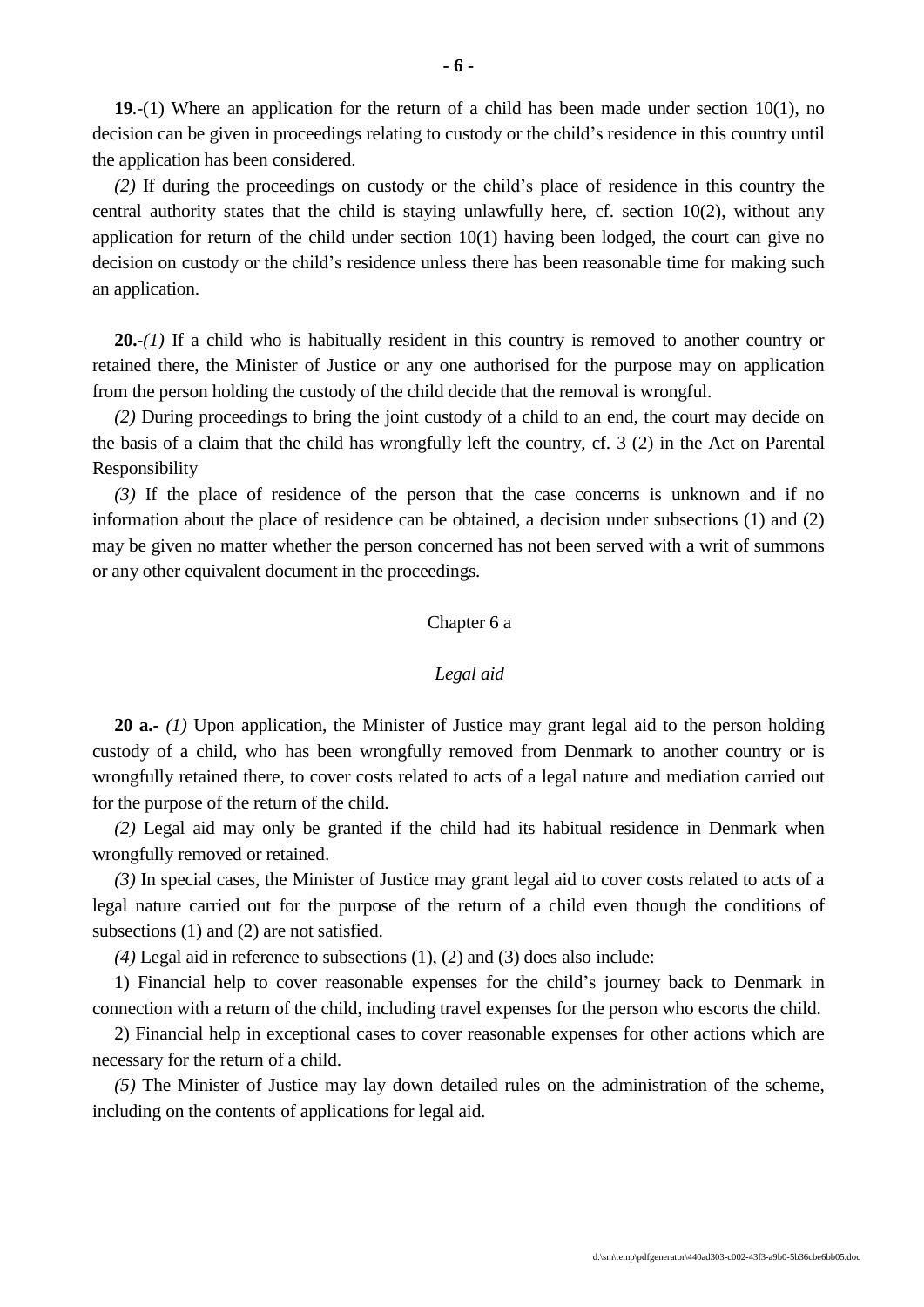**19**.-(1) Where an application for the return of a child has been made under section 10(1), no decision can be given in proceedings relating to custody or the child's residence in this country until the application has been considered.

*(2)* If during the proceedings on custody or the child's place of residence in this country the central authority states that the child is staying unlawfully here, cf. section 10(2), without any application for return of the child under section 10(1) having been lodged, the court can give no decision on custody or the child's residence unless there has been reasonable time for making such an application.

**20.-***(1)* If a child who is habitually resident in this country is removed to another country or retained there, the Minister of Justice or any one authorised for the purpose may on application from the person holding the custody of the child decide that the removal is wrongful.

*(2)* During proceedings to bring the joint custody of a child to an end, the court may decide on the basis of a claim that the child has wrongfully left the country, cf. 3 (2) in the Act on Parental Responsibility

*(3)* If the place of residence of the person that the case concerns is unknown and if no information about the place of residence can be obtained, a decision under subsections (1) and (2) may be given no matter whether the person concerned has not been served with a writ of summons or any other equivalent document in the proceedings.

Chapter 6 a

*Legal aid*

**20 a.-** *(1)* Upon application, the Minister of Justice may grant legal aid to the person holding custody of a child, who has been wrongfully removed from Denmark to another country or is wrongfully retained there, to cover costs related to acts of a legal nature and mediation carried out for the purpose of the return of the child.

*(2)* Legal aid may only be granted if the child had its habitual residence in Denmark when wrongfully removed or retained.

*(3)* In special cases, the Minister of Justice may grant legal aid to cover costs related to acts of a legal nature carried out for the purpose of the return of a child even though the conditions of subsections (1) and (2) are not satisfied.

*(4)* Legal aid in reference to subsections (1), (2) and (3) does also include:

1) Financial help to cover reasonable expenses for the child's journey back to Denmark in connection with a return of the child, including travel expenses for the person who escorts the child.

2) Financial help in exceptional cases to cover reasonable expenses for other actions which are necessary for the return of a child.

*(5)* The Minister of Justice may lay down detailed rules on the administration of the scheme, including on the contents of applications for legal aid.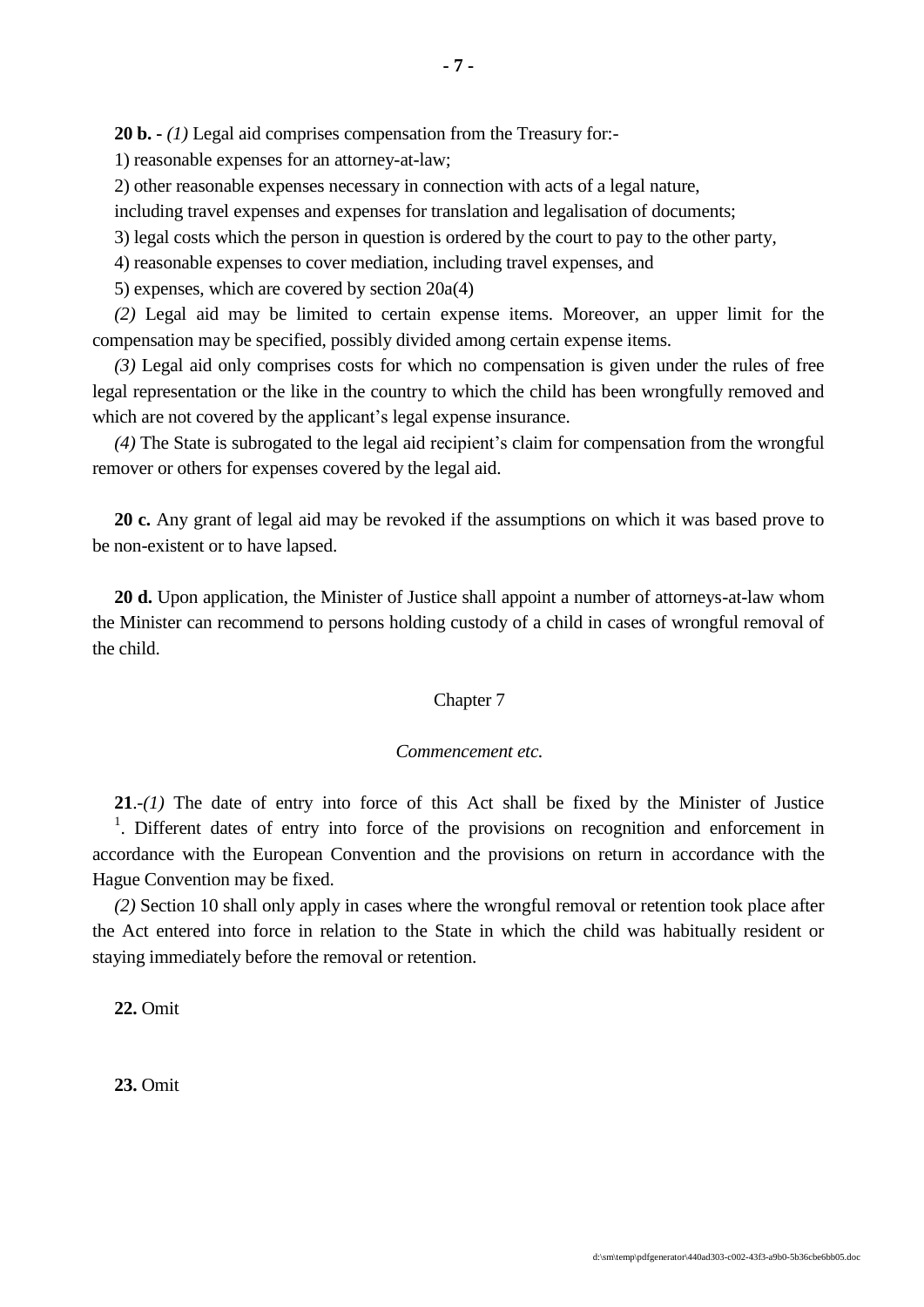**20 b. -** *(1)* Legal aid comprises compensation from the Treasury for:-

1) reasonable expenses for an attorney-at-law;

2) other reasonable expenses necessary in connection with acts of a legal nature, including travel expenses and expenses for translation and legalisation of documents;

3) legal costs which the person in question is ordered by the court to pay to the other party,

4) reasonable expenses to cover mediation, including travel expenses, and

5) expenses, which are covered by section 20a(4)

*(2)* Legal aid may be limited to certain expense items. Moreover, an upper limit for the compensation may be specified, possibly divided among certain expense items.

*(3)* Legal aid only comprises costs for which no compensation is given under the rules of free legal representation or the like in the country to which the child has been wrongfully removed and which are not covered by the applicant's legal expense insurance.

*(4)* The State is subrogated to the legal aid recipient's claim for compensation from the wrongful remover or others for expenses covered by the legal aid.

**20 c.** Any grant of legal aid may be revoked if the assumptions on which it was based prove to be non-existent or to have lapsed.

**20 d.** Upon application, the Minister of Justice shall appoint a number of attorneys-at-law whom the Minister can recommend to persons holding custody of a child in cases of wrongful removal of the child.

## Chapter 7

### *Commencement etc.*

**21**.-*(1)* The date of entry into force of this Act shall be fixed by the Minister of Justice [1]. Different dates of entry into force of the provisions on recognition and enforcement in accordance with the European Convention and the provisions on return in accordance with the Hague Convention may be fixed.

*(2)* Section 10 shall only apply in cases where the wrongful removal or retention took place after the Act entered into force in relation to the State in which the child was habitually resident or staying immediately before the removal or retention.

**22.** Omit

**23.** Omit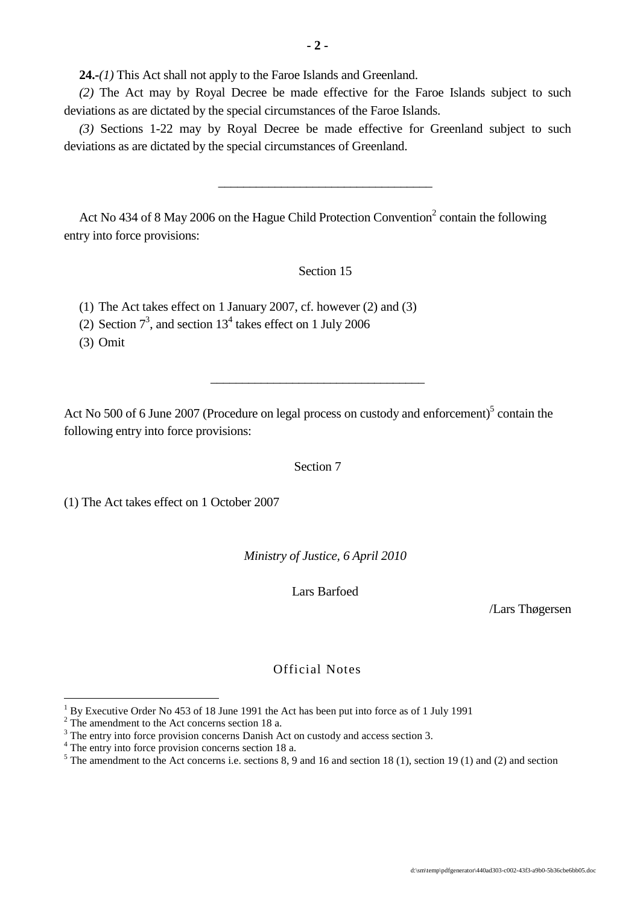**24.-***(1)* This Act shall not apply to the Faroe Islands and Greenland.

*(2)* The Act may by Royal Decree be made effective for the Faroe Islands subject to such deviations as are dictated by the special circumstances of the Faroe Islands.

*(3)* Sections 1-22 may by Royal Decree be made effective for Greenland subject to such deviations as are dictated by the special circumstances of Greenland.

---

Act No 434 of 8 May 2006 on the Hague Child Protection Convention[2] contain the following entry into force provisions:

Section 15

(1) The Act takes effect on 1 January 2007, cf. however (2) and (3)

(2) Section 7[3], and section 13[4] takes effect on 1 July 2006

(3) Omit

---

Act No 500 of 6 June 2007 (Procedure on legal process on custody and enforcement)[5] contain the following entry into force provisions:

Section 7

(1) The Act takes effect on 1 October 2007

*Ministry of Justice, 6 April 2010*

Lars Barfoed

/Lars Thøgersen

Official Notes

[1] By Executive Order No 453 of 18 June 1991 the Act has been put into force as of 1 July 1991

[2] The amendment to the Act concerns section 18 a.

[3] The entry into force provision concerns Danish Act on custody and access section 3.

[4] The entry into force provision concerns section 18 a.

[5] The amendment to the Act concerns i.e. sections 8, 9 and 16 and section 18 (1), section 19 (1) and (2) and section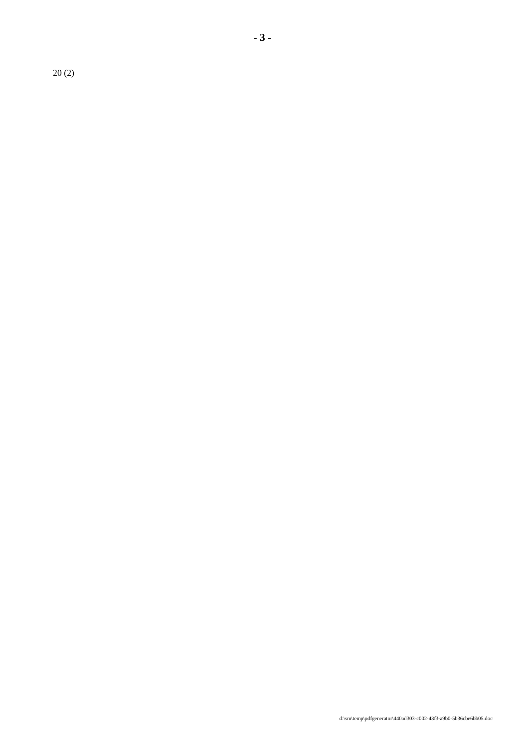20 (2)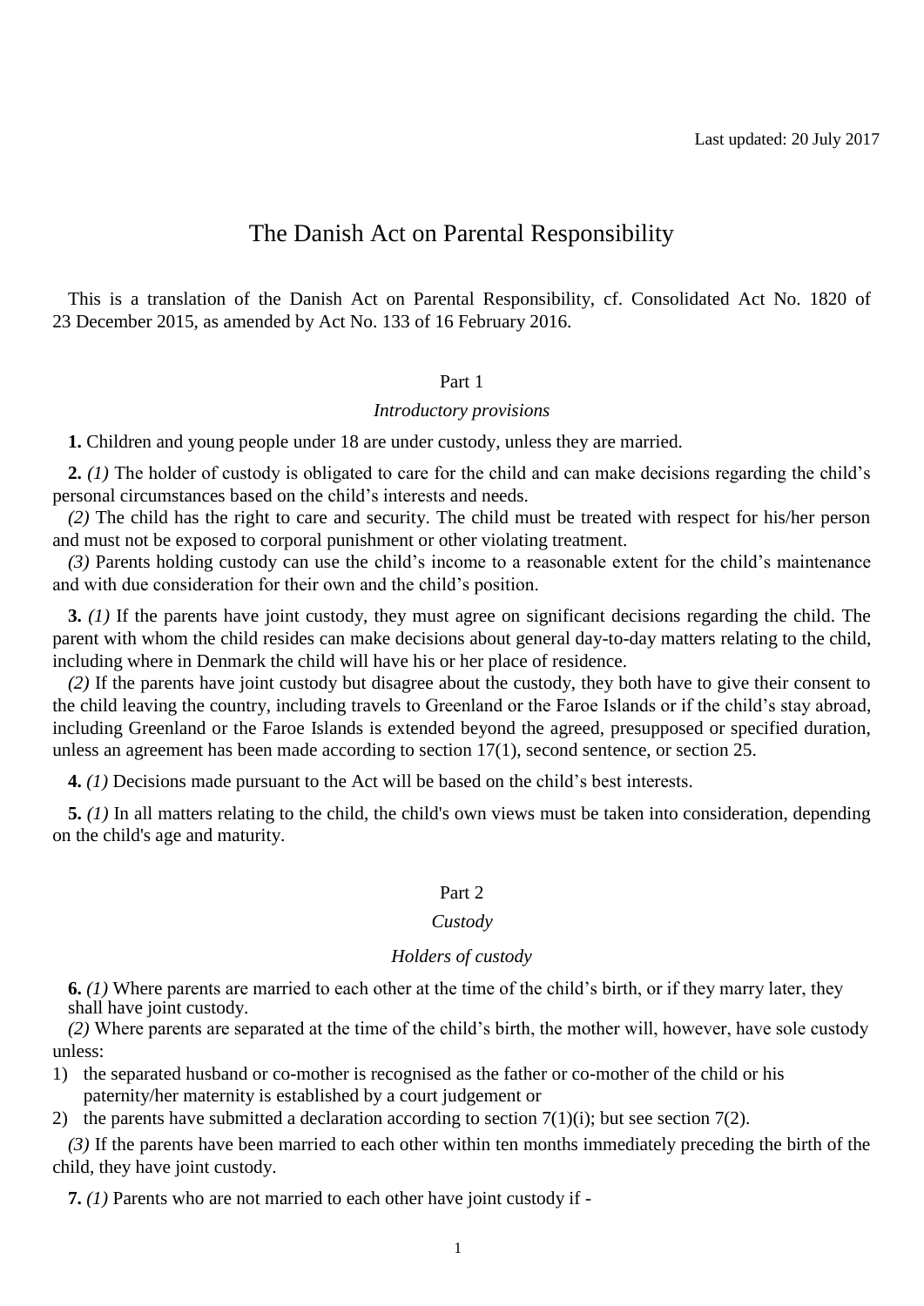Last updated: 20 July 2017

# The Danish Act on Parental Responsibility

This is a translation of the Danish Act on Parental Responsibility, cf. Consolidated Act No. 1820 of 23 December 2015, as amended by Act No. 133 of 16 February 2016.

## Part 1

### *Introductory provisions*

**1.** Children and young people under 18 are under custody, unless they are married.

**2.** *(1)* The holder of custody is obligated to care for the child and can make decisions regarding the child's personal circumstances based on the child's interests and needs.

*(2)* The child has the right to care and security. The child must be treated with respect for his/her person and must not be exposed to corporal punishment or other violating treatment.

*(3)* Parents holding custody can use the child's income to a reasonable extent for the child's maintenance and with due consideration for their own and the child's position.

**3.** *(1)* If the parents have joint custody, they must agree on significant decisions regarding the child. The parent with whom the child resides can make decisions about general day-to-day matters relating to the child, including where in Denmark the child will have his or her place of residence.

*(2)* If the parents have joint custody but disagree about the custody, they both have to give their consent to the child leaving the country, including travels to Greenland or the Faroe Islands or if the child's stay abroad, including Greenland or the Faroe Islands is extended beyond the agreed, presupposed or specified duration, unless an agreement has been made according to section 17(1), second sentence, or section 25.

**4.** *(1)* Decisions made pursuant to the Act will be based on the child's best interests.

**5.** *(1)* In all matters relating to the child, the child's own views must be taken into consideration, depending on the child's age and maturity.

## Part 2

### *Custody*

### *Holders of custody*

**6.** *(1)* Where parents are married to each other at the time of the child's birth, or if they marry later, they shall have joint custody.

*(2)* Where parents are separated at the time of the child's birth, the mother will, however, have sole custody unless:

1) the separated husband or co-mother is recognised as the father or co-mother of the child or his paternity/her maternity is established by a court judgement or
2) the parents have submitted a declaration according to section 7(1)(i); but see section 7(2).

*(3)* If the parents have been married to each other within ten months immediately preceding the birth of the child, they have joint custody.

**7.** *(1)* Parents who are not married to each other have joint custody if -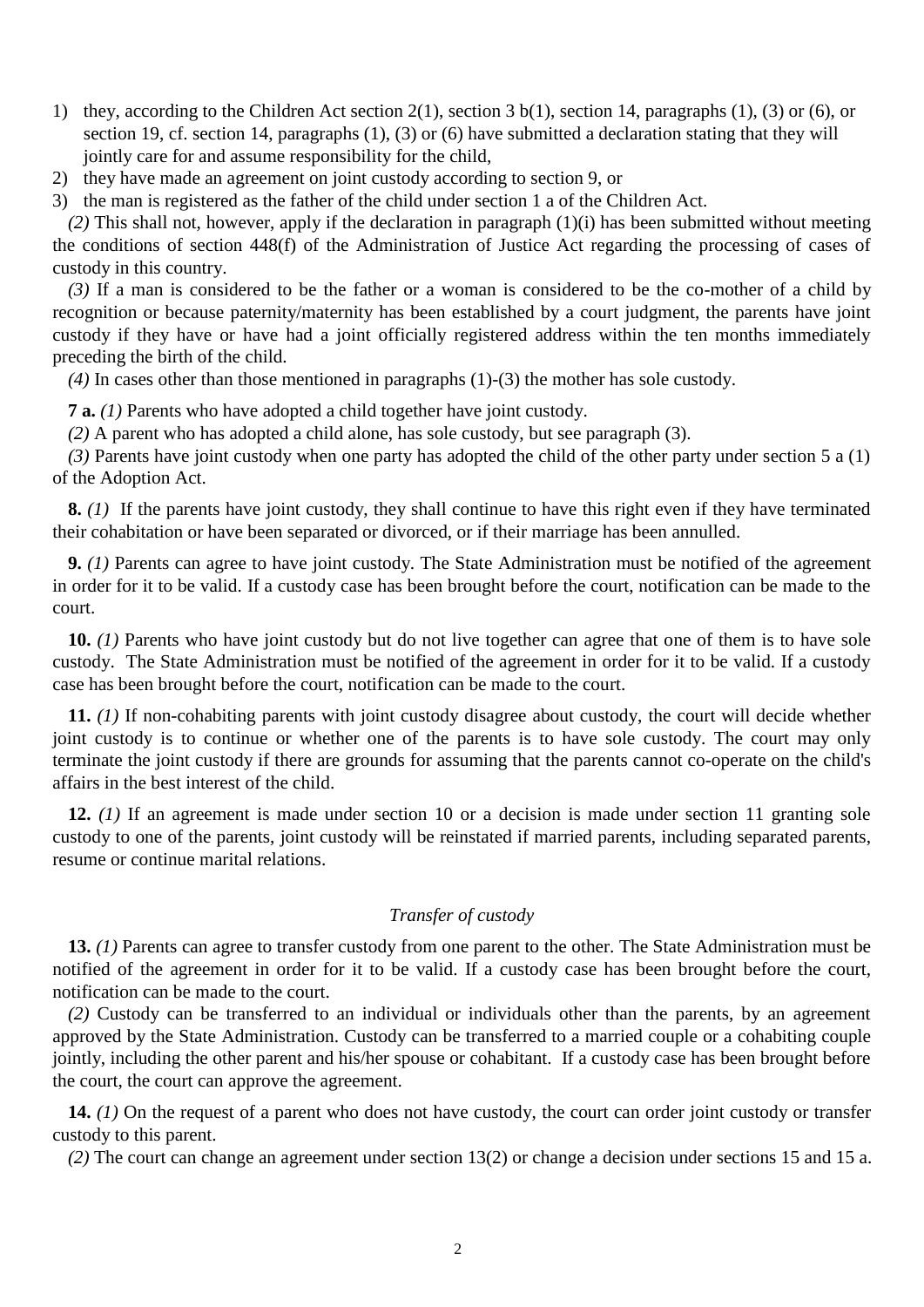1) they, according to the Children Act section 2(1), section 3 b(1), section 14, paragraphs (1), (3) or (6), or section 19, cf. section 14, paragraphs (1), (3) or (6) have submitted a declaration stating that they will jointly care for and assume responsibility for the child,
2) they have made an agreement on joint custody according to section 9, or
3) the man is registered as the father of the child under section 1 a of the Children Act.

*(2)* This shall not, however, apply if the declaration in paragraph (1)(i) has been submitted without meeting the conditions of section 448(f) of the Administration of Justice Act regarding the processing of cases of custody in this country.

*(3)* If a man is considered to be the father or a woman is considered to be the co-mother of a child by recognition or because paternity/maternity has been established by a court judgment, the parents have joint custody if they have or have had a joint officially registered address within the ten months immediately preceding the birth of the child.

*(4)* In cases other than those mentioned in paragraphs (1)-(3) the mother has sole custody.

**7 a.** *(1)* Parents who have adopted a child together have joint custody.

*(2)* A parent who has adopted a child alone, has sole custody, but see paragraph (3).

*(3)* Parents have joint custody when one party has adopted the child of the other party under section 5 a (1) of the Adoption Act.

**8.** *(1)* If the parents have joint custody, they shall continue to have this right even if they have terminated their cohabitation or have been separated or divorced, or if their marriage has been annulled.

**9.** *(1)* Parents can agree to have joint custody. The State Administration must be notified of the agreement in order for it to be valid. If a custody case has been brought before the court, notification can be made to the court.

**10.** *(1)* Parents who have joint custody but do not live together can agree that one of them is to have sole custody. The State Administration must be notified of the agreement in order for it to be valid. If a custody case has been brought before the court, notification can be made to the court.

**11.** *(1)* If non-cohabiting parents with joint custody disagree about custody, the court will decide whether joint custody is to continue or whether one of the parents is to have sole custody. The court may only terminate the joint custody if there are grounds for assuming that the parents cannot co-operate on the child's affairs in the best interest of the child.

**12.** *(1)* If an agreement is made under section 10 or a decision is made under section 11 granting sole custody to one of the parents, joint custody will be reinstated if married parents, including separated parents, resume or continue marital relations.

*Transfer of custody*

**13.** *(1)* Parents can agree to transfer custody from one parent to the other. The State Administration must be notified of the agreement in order for it to be valid. If a custody case has been brought before the court, notification can be made to the court.

*(2)* Custody can be transferred to an individual or individuals other than the parents, by an agreement approved by the State Administration. Custody can be transferred to a married couple or a cohabiting couple jointly, including the other parent and his/her spouse or cohabitant. If a custody case has been brought before the court, the court can approve the agreement.

**14.** *(1)* On the request of a parent who does not have custody, the court can order joint custody or transfer custody to this parent.

*(2)* The court can change an agreement under section 13(2) or change a decision under sections 15 and 15 a.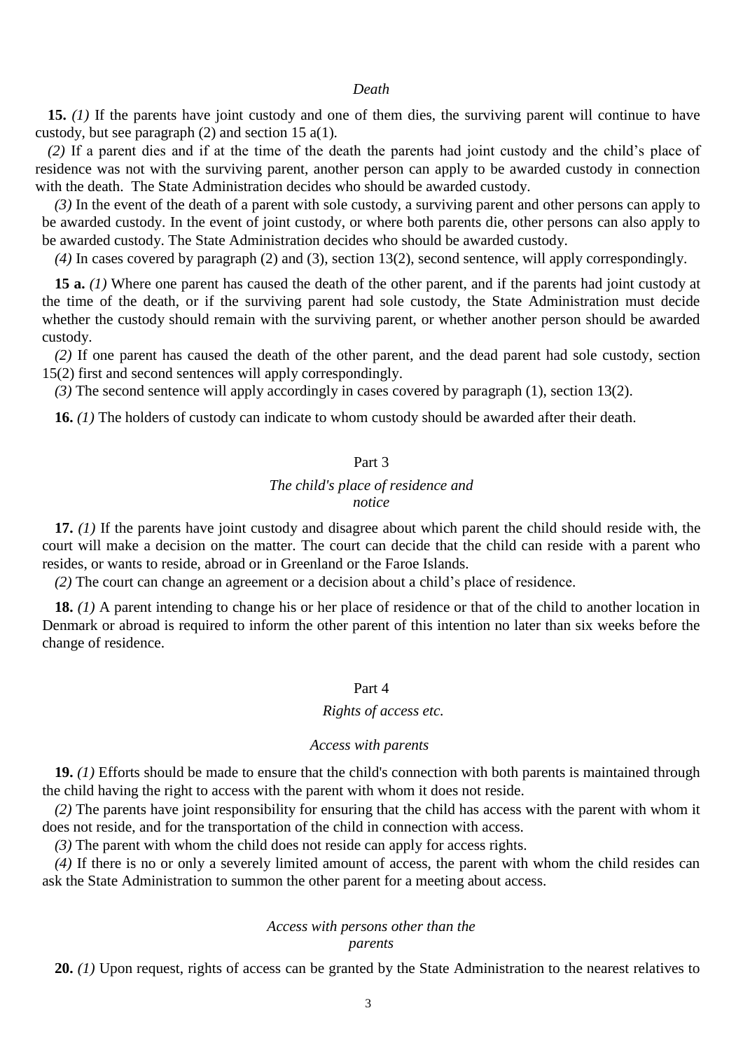*Death*

**15.** *(1)* If the parents have joint custody and one of them dies, the surviving parent will continue to have custody, but see paragraph (2) and section 15 a(1).

*(2)* If a parent dies and if at the time of the death the parents had joint custody and the child's place of residence was not with the surviving parent, another person can apply to be awarded custody in connection with the death. The State Administration decides who should be awarded custody.

*(3)* In the event of the death of a parent with sole custody, a surviving parent and other persons can apply to be awarded custody. In the event of joint custody, or where both parents die, other persons can also apply to be awarded custody. The State Administration decides who should be awarded custody.

*(4)* In cases covered by paragraph (2) and (3), section 13(2), second sentence, will apply correspondingly.

**15 a.** *(1)* Where one parent has caused the death of the other parent, and if the parents had joint custody at the time of the death, or if the surviving parent had sole custody, the State Administration must decide whether the custody should remain with the surviving parent, or whether another person should be awarded custody.

*(2)* If one parent has caused the death of the other parent, and the dead parent had sole custody, section 15(2) first and second sentences will apply correspondingly.

*(3)* The second sentence will apply accordingly in cases covered by paragraph (1), section 13(2).

**16.** *(1)* The holders of custody can indicate to whom custody should be awarded after their death.

## Part 3

### *The child's place of residence and notice*

**17.** *(1)* If the parents have joint custody and disagree about which parent the child should reside with, the court will make a decision on the matter. The court can decide that the child can reside with a parent who resides, or wants to reside, abroad or in Greenland or the Faroe Islands.

*(2)* The court can change an agreement or a decision about a child's place of residence.

**18.** *(1)* A parent intending to change his or her place of residence or that of the child to another location in Denmark or abroad is required to inform the other parent of this intention no later than six weeks before the change of residence.

## Part 4

### *Rights of access etc.*

*Access with parents*

**19.** *(1)* Efforts should be made to ensure that the child's connection with both parents is maintained through the child having the right to access with the parent with whom it does not reside.

*(2)* The parents have joint responsibility for ensuring that the child has access with the parent with whom it does not reside, and for the transportation of the child in connection with access.

*(3)* The parent with whom the child does not reside can apply for access rights.

*(4)* If there is no or only a severely limited amount of access, the parent with whom the child resides can ask the State Administration to summon the other parent for a meeting about access.

*Access with persons other than the parents*

**20.** *(1)* Upon request, rights of access can be granted by the State Administration to the nearest relatives to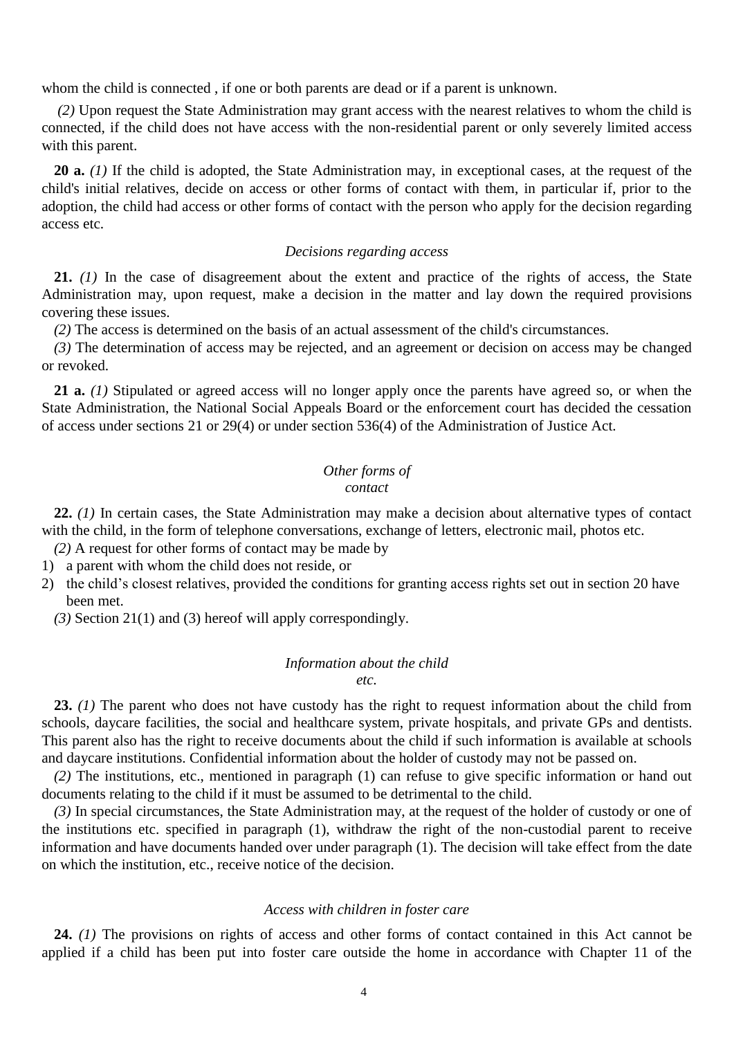whom the child is connected , if one or both parents are dead or if a parent is unknown.

*(2)* Upon request the State Administration may grant access with the nearest relatives to whom the child is connected, if the child does not have access with the non-residential parent or only severely limited access with this parent.

**20 a.** *(1)* If the child is adopted, the State Administration may, in exceptional cases, at the request of the child's initial relatives, decide on access or other forms of contact with them, in particular if, prior to the adoption, the child had access or other forms of contact with the person who apply for the decision regarding access etc.

*Decisions regarding access*

**21.** *(1)* In the case of disagreement about the extent and practice of the rights of access, the State Administration may, upon request, make a decision in the matter and lay down the required provisions covering these issues.

*(2)* The access is determined on the basis of an actual assessment of the child's circumstances.

*(3)* The determination of access may be rejected, and an agreement or decision on access may be changed or revoked.

**21 a.** *(1)* Stipulated or agreed access will no longer apply once the parents have agreed so, or when the State Administration, the National Social Appeals Board or the enforcement court has decided the cessation of access under sections 21 or 29(4) or under section 536(4) of the Administration of Justice Act.

*Other forms of contact*

**22.** *(1)* In certain cases, the State Administration may make a decision about alternative types of contact with the child, in the form of telephone conversations, exchange of letters, electronic mail, photos etc.

*(2)* A request for other forms of contact may be made by

1) a parent with whom the child does not reside, or
2) the child's closest relatives, provided the conditions for granting access rights set out in section 20 have been met.

*(3)* Section 21(1) and (3) hereof will apply correspondingly.

*Information about the child etc.*

**23.** *(1)* The parent who does not have custody has the right to request information about the child from schools, daycare facilities, the social and healthcare system, private hospitals, and private GPs and dentists. This parent also has the right to receive documents about the child if such information is available at schools and daycare institutions. Confidential information about the holder of custody may not be passed on.

*(2)* The institutions, etc., mentioned in paragraph (1) can refuse to give specific information or hand out documents relating to the child if it must be assumed to be detrimental to the child.

*(3)* In special circumstances, the State Administration may, at the request of the holder of custody or one of the institutions etc. specified in paragraph (1), withdraw the right of the non-custodial parent to receive information and have documents handed over under paragraph (1). The decision will take effect from the date on which the institution, etc., receive notice of the decision.

*Access with children in foster care*

**24.** *(1)* The provisions on rights of access and other forms of contact contained in this Act cannot be applied if a child has been put into foster care outside the home in accordance with Chapter 11 of the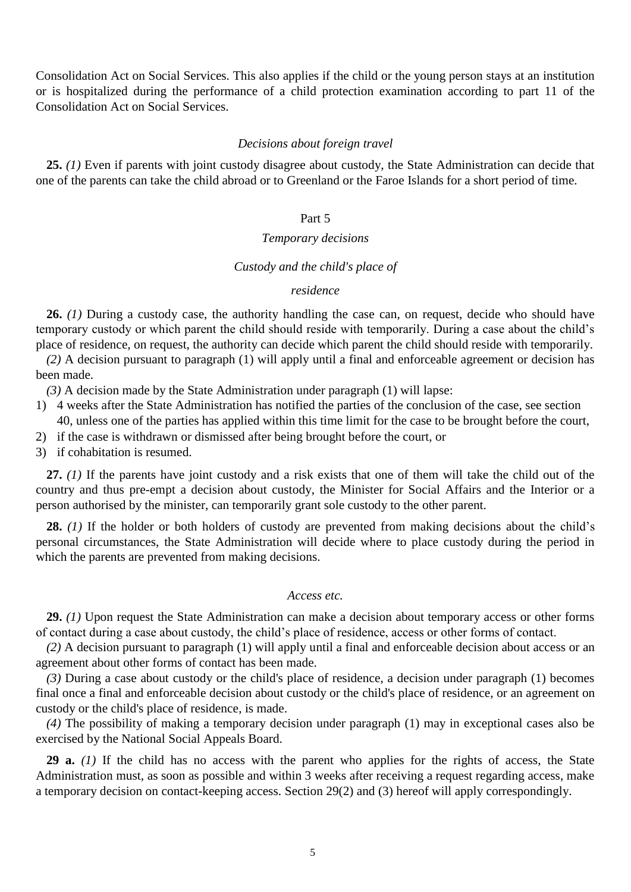Consolidation Act on Social Services. This also applies if the child or the young person stays at an institution or is hospitalized during the performance of a child protection examination according to part 11 of the Consolidation Act on Social Services.

*Decisions about foreign travel*

**25.** *(1)* Even if parents with joint custody disagree about custody, the State Administration can decide that one of the parents can take the child abroad or to Greenland or the Faroe Islands for a short period of time.

## Part 5

### *Temporary decisions*

*Custody and the child's place of residence*

**26.** *(1)* During a custody case, the authority handling the case can, on request, decide who should have temporary custody or which parent the child should reside with temporarily. During a case about the child's place of residence, on request, the authority can decide which parent the child should reside with temporarily.

*(2)* A decision pursuant to paragraph (1) will apply until a final and enforceable agreement or decision has been made.

*(3)* A decision made by the State Administration under paragraph (1) will lapse:

1) 4 weeks after the State Administration has notified the parties of the conclusion of the case, see section 40, unless one of the parties has applied within this time limit for the case to be brought before the court,
2) if the case is withdrawn or dismissed after being brought before the court, or
3) if cohabitation is resumed.

**27.** *(1)* If the parents have joint custody and a risk exists that one of them will take the child out of the country and thus pre-empt a decision about custody, the Minister for Social Affairs and the Interior or a person authorised by the minister, can temporarily grant sole custody to the other parent.

**28.** *(1)* If the holder or both holders of custody are prevented from making decisions about the child's personal circumstances, the State Administration will decide where to place custody during the period in which the parents are prevented from making decisions.

*Access etc.*

**29.** *(1)* Upon request the State Administration can make a decision about temporary access or other forms of contact during a case about custody, the child's place of residence, access or other forms of contact.

*(2)* A decision pursuant to paragraph (1) will apply until a final and enforceable decision about access or an agreement about other forms of contact has been made.

*(3)* During a case about custody or the child's place of residence, a decision under paragraph (1) becomes final once a final and enforceable decision about custody or the child's place of residence, or an agreement on custody or the child's place of residence, is made.

*(4)* The possibility of making a temporary decision under paragraph (1) may in exceptional cases also be exercised by the National Social Appeals Board.

**29 a.** *(1)* If the child has no access with the parent who applies for the rights of access, the State Administration must, as soon as possible and within 3 weeks after receiving a request regarding access, make a temporary decision on contact-keeping access. Section 29(2) and (3) hereof will apply correspondingly.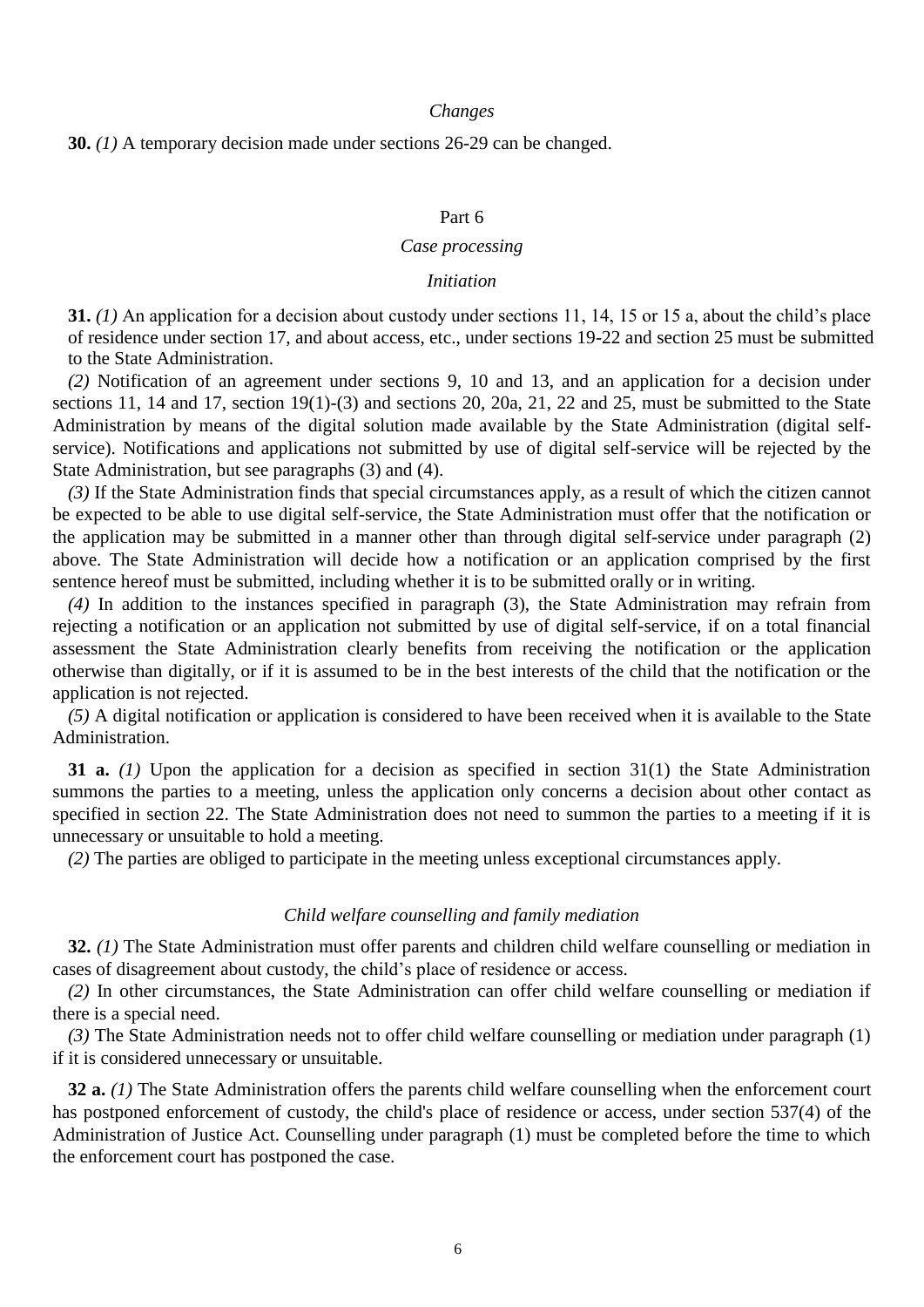*Changes*

**30.** *(1)* A temporary decision made under sections 26-29 can be changed.

Part 6

*Case processing*

*Initiation*

**31.** *(1)* An application for a decision about custody under sections 11, 14, 15 or 15 a, about the child's place of residence under section 17, and about access, etc., under sections 19-22 and section 25 must be submitted to the State Administration.

*(2)* Notification of an agreement under sections 9, 10 and 13, and an application for a decision under sections 11, 14 and 17, section 19(1)-(3) and sections 20, 20a, 21, 22 and 25, must be submitted to the State Administration by means of the digital solution made available by the State Administration (digital self-service). Notifications and applications not submitted by use of digital self-service will be rejected by the State Administration, but see paragraphs (3) and (4).

*(3)* If the State Administration finds that special circumstances apply, as a result of which the citizen cannot be expected to be able to use digital self-service, the State Administration must offer that the notification or the application may be submitted in a manner other than through digital self-service under paragraph (2) above. The State Administration will decide how a notification or an application comprised by the first sentence hereof must be submitted, including whether it is to be submitted orally or in writing.

*(4)* In addition to the instances specified in paragraph (3), the State Administration may refrain from rejecting a notification or an application not submitted by use of digital self-service, if on a total financial assessment the State Administration clearly benefits from receiving the notification or the application otherwise than digitally, or if it is assumed to be in the best interests of the child that the notification or the application is not rejected.

*(5)* A digital notification or application is considered to have been received when it is available to the State Administration.

**31 a.** *(1)* Upon the application for a decision as specified in section 31(1) the State Administration summons the parties to a meeting, unless the application only concerns a decision about other contact as specified in section 22. The State Administration does not need to summon the parties to a meeting if it is unnecessary or unsuitable to hold a meeting.

*(2)* The parties are obliged to participate in the meeting unless exceptional circumstances apply.

*Child welfare counselling and family mediation*

**32.** *(1)* The State Administration must offer parents and children child welfare counselling or mediation in cases of disagreement about custody, the child's place of residence or access.

*(2)* In other circumstances, the State Administration can offer child welfare counselling or mediation if there is a special need.

*(3)* The State Administration needs not to offer child welfare counselling or mediation under paragraph (1) if it is considered unnecessary or unsuitable.

**32 a.** *(1)* The State Administration offers the parents child welfare counselling when the enforcement court has postponed enforcement of custody, the child's place of residence or access, under section 537(4) of the Administration of Justice Act. Counselling under paragraph (1) must be completed before the time to which the enforcement court has postponed the case.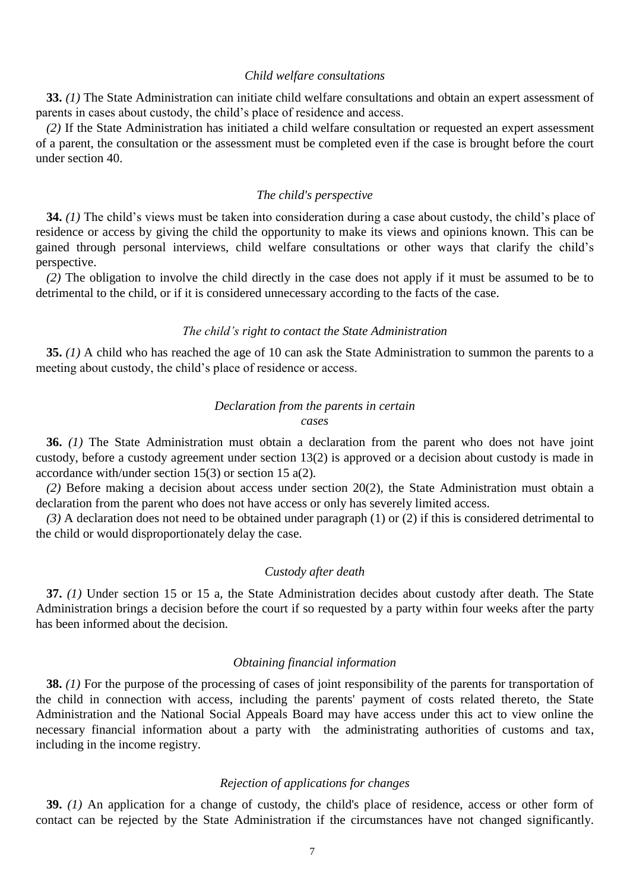*Child welfare consultations*

**33.** *(1)* The State Administration can initiate child welfare consultations and obtain an expert assessment of parents in cases about custody, the child's place of residence and access.

*(2)* If the State Administration has initiated a child welfare consultation or requested an expert assessment of a parent, the consultation or the assessment must be completed even if the case is brought before the court under section 40.

*The child's perspective*

**34.** *(1)* The child's views must be taken into consideration during a case about custody, the child's place of residence or access by giving the child the opportunity to make its views and opinions known. This can be gained through personal interviews, child welfare consultations or other ways that clarify the child's perspective.

*(2)* The obligation to involve the child directly in the case does not apply if it must be assumed to be to detrimental to the child, or if it is considered unnecessary according to the facts of the case.

*The child's right to contact the State Administration*

**35.** *(1)* A child who has reached the age of 10 can ask the State Administration to summon the parents to a meeting about custody, the child's place of residence or access.

*Declaration from the parents in certain cases*

**36.** *(1)* The State Administration must obtain a declaration from the parent who does not have joint custody, before a custody agreement under section 13(2) is approved or a decision about custody is made in accordance with/under section 15(3) or section 15 a(2).

*(2)* Before making a decision about access under section 20(2), the State Administration must obtain a declaration from the parent who does not have access or only has severely limited access.

*(3)* A declaration does not need to be obtained under paragraph (1) or (2) if this is considered detrimental to the child or would disproportionately delay the case.

*Custody after death*

**37.** *(1)* Under section 15 or 15 a, the State Administration decides about custody after death. The State Administration brings a decision before the court if so requested by a party within four weeks after the party has been informed about the decision.

*Obtaining financial information*

**38.** *(1)* For the purpose of the processing of cases of joint responsibility of the parents for transportation of the child in connection with access, including the parents' payment of costs related thereto, the State Administration and the National Social Appeals Board may have access under this act to view online the necessary financial information about a party with the administrating authorities of customs and tax, including in the income registry.

*Rejection of applications for changes*

**39.** *(1)* An application for a change of custody, the child's place of residence, access or other form of contact can be rejected by the State Administration if the circumstances have not changed significantly.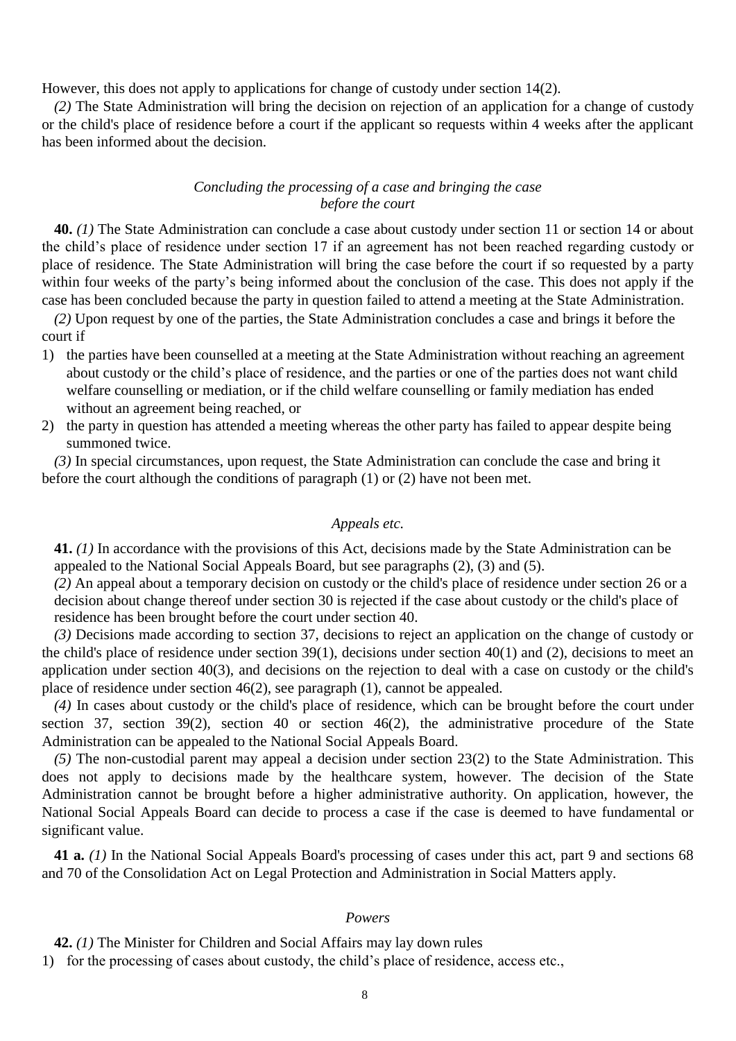However, this does not apply to applications for change of custody under section 14(2).

*(2)* The State Administration will bring the decision on rejection of an application for a change of custody or the child's place of residence before a court if the applicant so requests within 4 weeks after the applicant has been informed about the decision.

*Concluding the processing of a case and bringing the case before the court*

**40.** *(1)* The State Administration can conclude a case about custody under section 11 or section 14 or about the child's place of residence under section 17 if an agreement has not been reached regarding custody or place of residence. The State Administration will bring the case before the court if so requested by a party within four weeks of the party's being informed about the conclusion of the case. This does not apply if the case has been concluded because the party in question failed to attend a meeting at the State Administration.

*(2)* Upon request by one of the parties, the State Administration concludes a case and brings it before the court if

1) the parties have been counselled at a meeting at the State Administration without reaching an agreement about custody or the child's place of residence, and the parties or one of the parties does not want child welfare counselling or mediation, or if the child welfare counselling or family mediation has ended without an agreement being reached, or
2) the party in question has attended a meeting whereas the other party has failed to appear despite being summoned twice.

*(3)* In special circumstances, upon request, the State Administration can conclude the case and bring it before the court although the conditions of paragraph (1) or (2) have not been met.

*Appeals etc.*

**41.** *(1)* In accordance with the provisions of this Act, decisions made by the State Administration can be appealed to the National Social Appeals Board, but see paragraphs (2), (3) and (5).

*(2)* An appeal about a temporary decision on custody or the child's place of residence under section 26 or a decision about change thereof under section 30 is rejected if the case about custody or the child's place of residence has been brought before the court under section 40.

*(3)* Decisions made according to section 37, decisions to reject an application on the change of custody or the child's place of residence under section 39(1), decisions under section 40(1) and (2), decisions to meet an application under section 40(3), and decisions on the rejection to deal with a case on custody or the child's place of residence under section 46(2), see paragraph (1), cannot be appealed.

*(4)* In cases about custody or the child's place of residence, which can be brought before the court under section 37, section 39(2), section 40 or section 46(2), the administrative procedure of the State Administration can be appealed to the National Social Appeals Board.

*(5)* The non-custodial parent may appeal a decision under section 23(2) to the State Administration. This does not apply to decisions made by the healthcare system, however. The decision of the State Administration cannot be brought before a higher administrative authority. On application, however, the National Social Appeals Board can decide to process a case if the case is deemed to have fundamental or significant value.

**41 a.** *(1)* In the National Social Appeals Board's processing of cases under this act, part 9 and sections 68 and 70 of the Consolidation Act on Legal Protection and Administration in Social Matters apply.

*Powers*

**42.** *(1)* The Minister for Children and Social Affairs may lay down rules

1) for the processing of cases about custody, the child's place of residence, access etc.,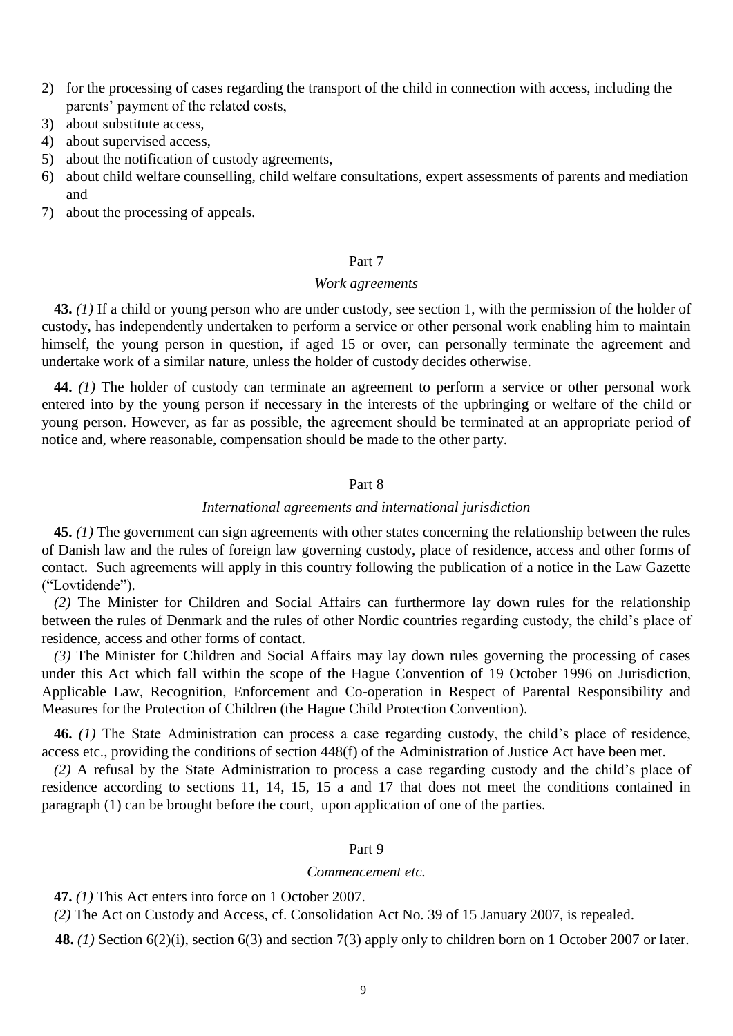2) for the processing of cases regarding the transport of the child in connection with access, including the parents' payment of the related costs,
3) about substitute access,
4) about supervised access,
5) about the notification of custody agreements,
6) about child welfare counselling, child welfare consultations, expert assessments of parents and mediation and
7) about the processing of appeals.

## Part 7

### *Work agreements*

**43.** *(1)* If a child or young person who are under custody, see section 1, with the permission of the holder of custody, has independently undertaken to perform a service or other personal work enabling him to maintain himself, the young person in question, if aged 15 or over, can personally terminate the agreement and undertake work of a similar nature, unless the holder of custody decides otherwise.

**44.** *(1)* The holder of custody can terminate an agreement to perform a service or other personal work entered into by the young person if necessary in the interests of the upbringing or welfare of the child or young person. However, as far as possible, the agreement should be terminated at an appropriate period of notice and, where reasonable, compensation should be made to the other party.

## Part 8

### *International agreements and international jurisdiction*

**45.** *(1)* The government can sign agreements with other states concerning the relationship between the rules of Danish law and the rules of foreign law governing custody, place of residence, access and other forms of contact. Such agreements will apply in this country following the publication of a notice in the Law Gazette ("Lovtidende").

*(2)* The Minister for Children and Social Affairs can furthermore lay down rules for the relationship between the rules of Denmark and the rules of other Nordic countries regarding custody, the child's place of residence, access and other forms of contact.

*(3)* The Minister for Children and Social Affairs may lay down rules governing the processing of cases under this Act which fall within the scope of the Hague Convention of 19 October 1996 on Jurisdiction, Applicable Law, Recognition, Enforcement and Co-operation in Respect of Parental Responsibility and Measures for the Protection of Children (the Hague Child Protection Convention).

**46.** *(1)* The State Administration can process a case regarding custody, the child's place of residence, access etc., providing the conditions of section 448(f) of the Administration of Justice Act have been met.

*(2)* A refusal by the State Administration to process a case regarding custody and the child's place of residence according to sections 11, 14, 15, 15 a and 17 that does not meet the conditions contained in paragraph (1) can be brought before the court, upon application of one of the parties.

## Part 9

### *Commencement etc.*

**47.** *(1)* This Act enters into force on 1 October 2007.

*(2)* The Act on Custody and Access, cf. Consolidation Act No. 39 of 15 January 2007, is repealed.

**48.** *(1)* Section 6(2)(i), section 6(3) and section 7(3) apply only to children born on 1 October 2007 or later.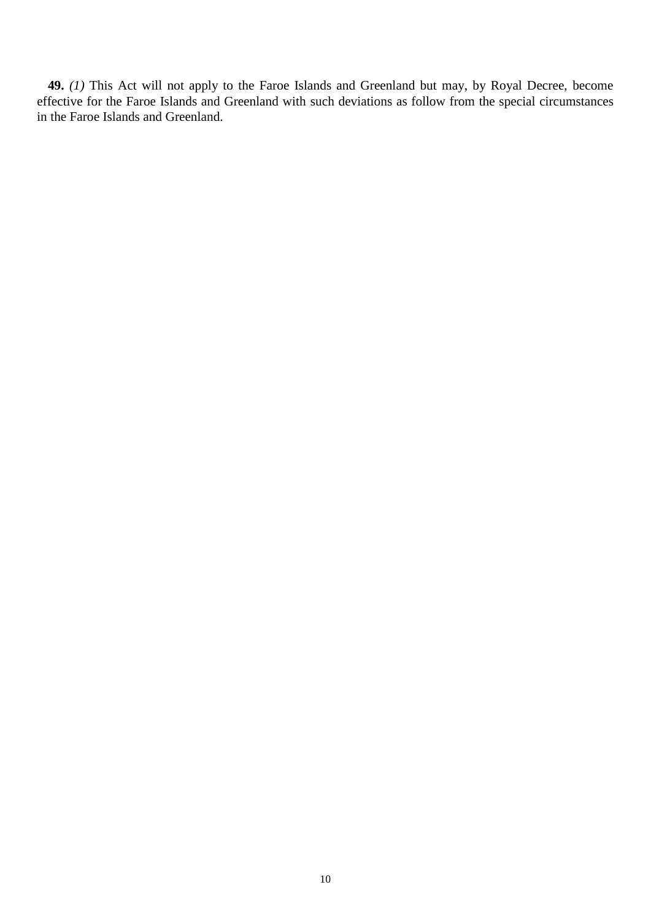**49.** *(1)* This Act will not apply to the Faroe Islands and Greenland but may, by Royal Decree, become effective for the Faroe Islands and Greenland with such deviations as follow from the special circumstances in the Faroe Islands and Greenland.